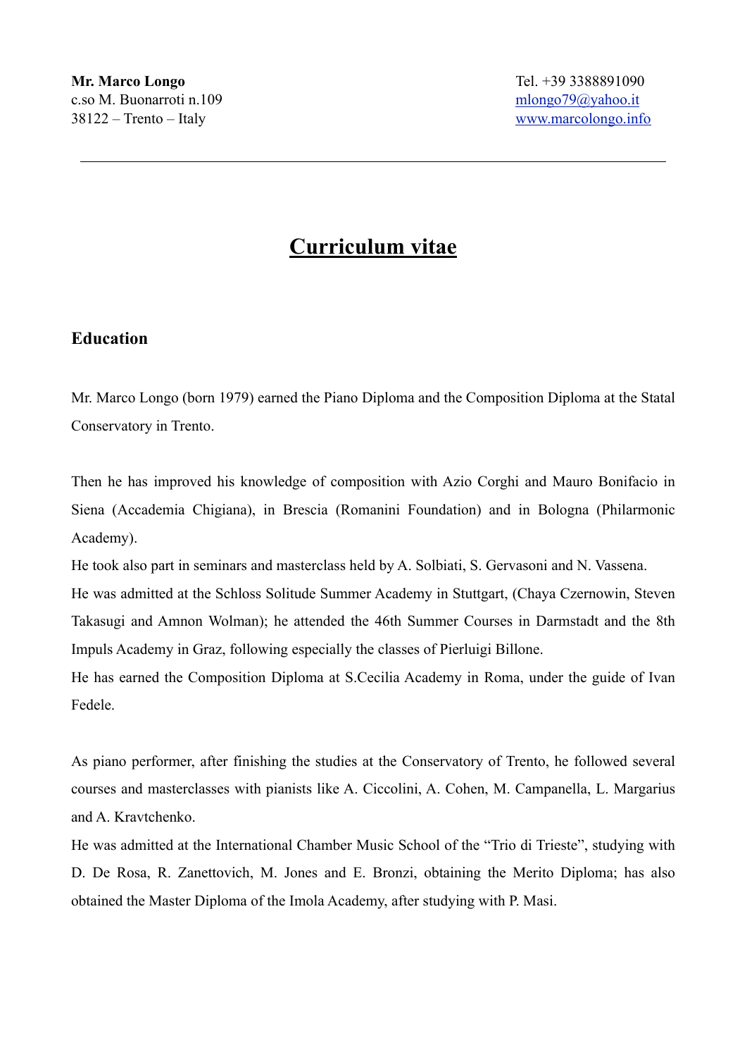**Mr. Marco Longo**
c.so M. Buonarroti n.109
38122 – Trento – Italy

Tel. +39 3388891090
mlongo79@yahoo.it
www.marcolongo.info

---

# Curriculum vitae

## Education

Mr. Marco Longo (born 1979) earned the Piano Diploma and the Composition Diploma at the Statal Conservatory in Trento.

Then he has improved his knowledge of composition with Azio Corghi and Mauro Bonifacio in Siena (Accademia Chigiana), in Brescia (Romanini Foundation) and in Bologna (Philarmonic Academy).
He took also part in seminars and masterclass held by A. Solbiati, S. Gervasoni and N. Vassena.
He was admitted at the Schloss Solitude Summer Academy in Stuttgart, (Chaya Czernowin, Steven Takasugi and Amnon Wolman); he attended the 46th Summer Courses in Darmstadt and the 8th Impuls Academy in Graz, following especially the classes of Pierluigi Billone.
He has earned the Composition Diploma at S.Cecilia Academy in Roma, under the guide of Ivan Fedele.

As piano performer, after finishing the studies at the Conservatory of Trento, he followed several courses and masterclasses with pianists like A. Ciccolini, A. Cohen, M. Campanella, L. Margarius and A. Kravtchenko.
He was admitted at the International Chamber Music School of the "Trio di Trieste", studying with D. De Rosa, R. Zanettovich, M. Jones and E. Bronzi, obtaining the Merito Diploma; has also obtained the Master Diploma of the Imola Academy, after studying with P. Masi.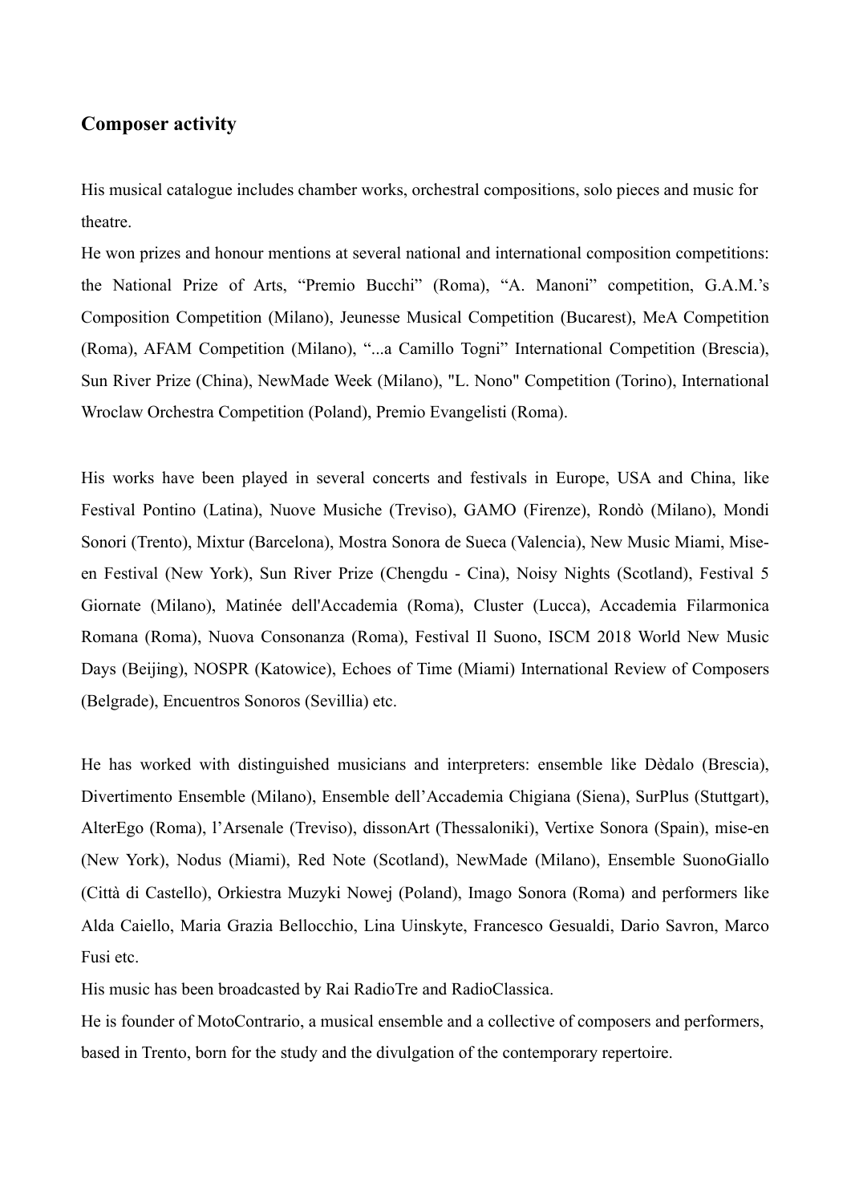## Composer activity

His musical catalogue includes chamber works, orchestral compositions, solo pieces and music for theatre.
He won prizes and honour mentions at several national and international composition competitions: the National Prize of Arts, "Premio Bucchi" (Roma), "A. Manoni" competition, G.A.M.'s Composition Competition (Milano), Jeunesse Musical Competition (Bucarest), MeA Competition (Roma), AFAM Competition (Milano), "...a Camillo Togni" International Competition (Brescia), Sun River Prize (China), NewMade Week (Milano), "L. Nono" Competition (Torino), International Wroclaw Orchestra Competition (Poland), Premio Evangelisti (Roma).

His works have been played in several concerts and festivals in Europe, USA and China, like Festival Pontino (Latina), Nuove Musiche (Treviso), GAMO (Firenze), Rondò (Milano), Mondi Sonori (Trento), Mixtur (Barcelona), Mostra Sonora de Sueca (Valencia), New Music Miami, Mise-en Festival (New York), Sun River Prize (Chengdu - Cina), Noisy Nights (Scotland), Festival 5 Giornate (Milano), Matinée dell'Accademia (Roma), Cluster (Lucca), Accademia Filarmonica Romana (Roma), Nuova Consonanza (Roma), Festival Il Suono, ISCM 2018 World New Music Days (Beijing), NOSPR (Katowice), Echoes of Time (Miami) International Review of Composers (Belgrade), Encuentros Sonoros (Sevillia) etc.

He has worked with distinguished musicians and interpreters: ensemble like Dèdalo (Brescia), Divertimento Ensemble (Milano), Ensemble dell'Accademia Chigiana (Siena), SurPlus (Stuttgart), AlterEgo (Roma), l'Arsenale (Treviso), dissonArt (Thessaloniki), Vertixe Sonora (Spain), mise-en (New York), Nodus (Miami), Red Note (Scotland), NewMade (Milano), Ensemble SuonoGiallo (Città di Castello), Orkiestra Muzyki Nowej (Poland), Imago Sonora (Roma) and performers like Alda Caiello, Maria Grazia Bellocchio, Lina Uinskyte, Francesco Gesualdi, Dario Savron, Marco Fusi etc.
His music has been broadcasted by Rai RadioTre and RadioClassica.
He is founder of MotoContrario, a musical ensemble and a collective of composers and performers, based in Trento, born for the study and the divulgation of the contemporary repertoire.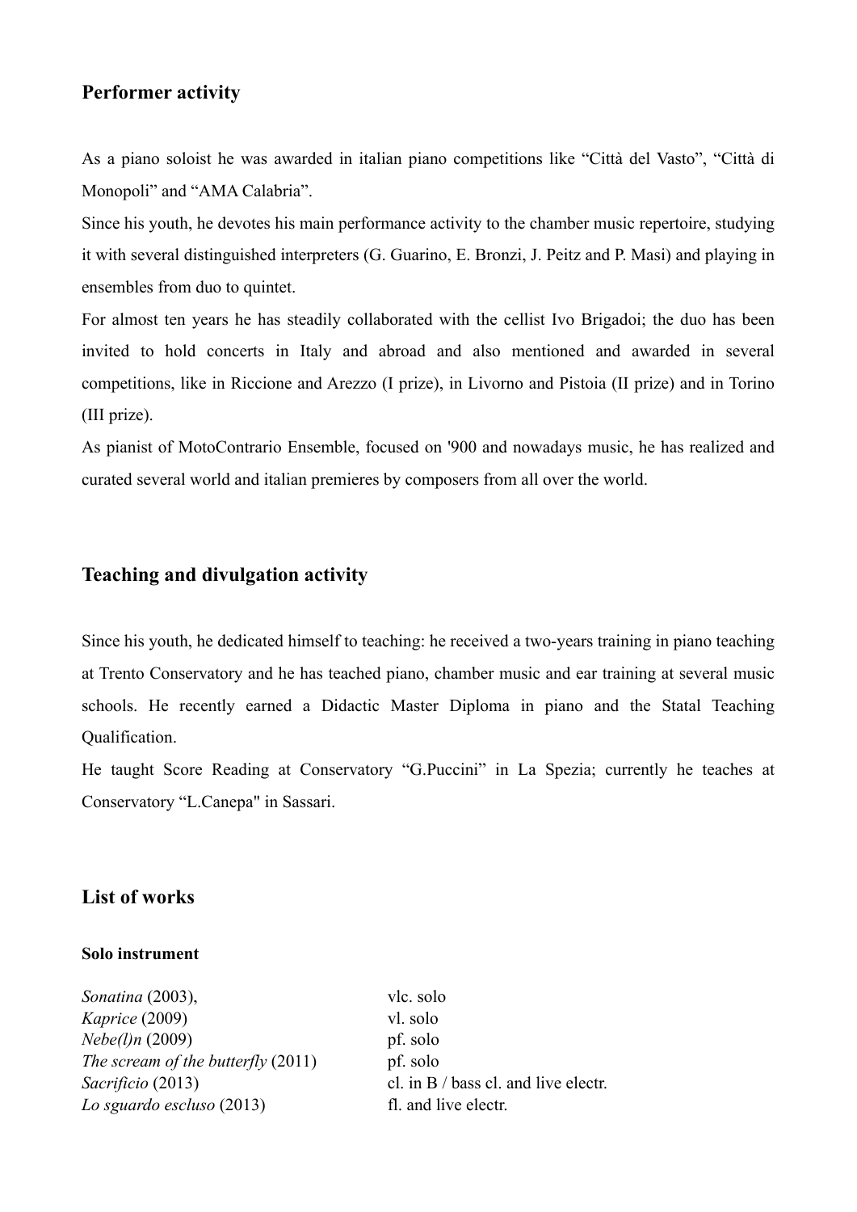## Performer activity

As a piano soloist he was awarded in italian piano competitions like "Città del Vasto", "Città di Monopoli" and "AMA Calabria".

Since his youth, he devotes his main performance activity to the chamber music repertoire, studying it with several distinguished interpreters (G. Guarino, E. Bronzi, J. Peitz and P. Masi) and playing in ensembles from duo to quintet.

For almost ten years he has steadily collaborated with the cellist Ivo Brigadoi; the duo has been invited to hold concerts in Italy and abroad and also mentioned and awarded in several competitions, like in Riccione and Arezzo (I prize), in Livorno and Pistoia (II prize) and in Torino (III prize).

As pianist of MotoContrario Ensemble, focused on '900 and nowadays music, he has realized and curated several world and italian premieres by composers from all over the world.

## Teaching and divulgation activity

Since his youth, he dedicated himself to teaching: he received a two-years training in piano teaching at Trento Conservatory and he has teached piano, chamber music and ear training at several music schools. He recently earned a Didactic Master Diploma in piano and the Statal Teaching Qualification.

He taught Score Reading at Conservatory "G.Puccini" in La Spezia; currently he teaches at Conservatory "L.Canepa" in Sassari.

## List of works

### Solo instrument

| | |
|---|---|
| *Sonatina* (2003), | vlc. solo |
| *Kaprice* (2009) | vl. solo |
| *Nebe(l)n* (2009) | pf. solo |
| *The scream of the butterfly* (2011) | pf. solo |
| *Sacrificio* (2013) | cl. in B / bass cl. and live electr. |
| *Lo sguardo escluso* (2013) | fl. and live electr. |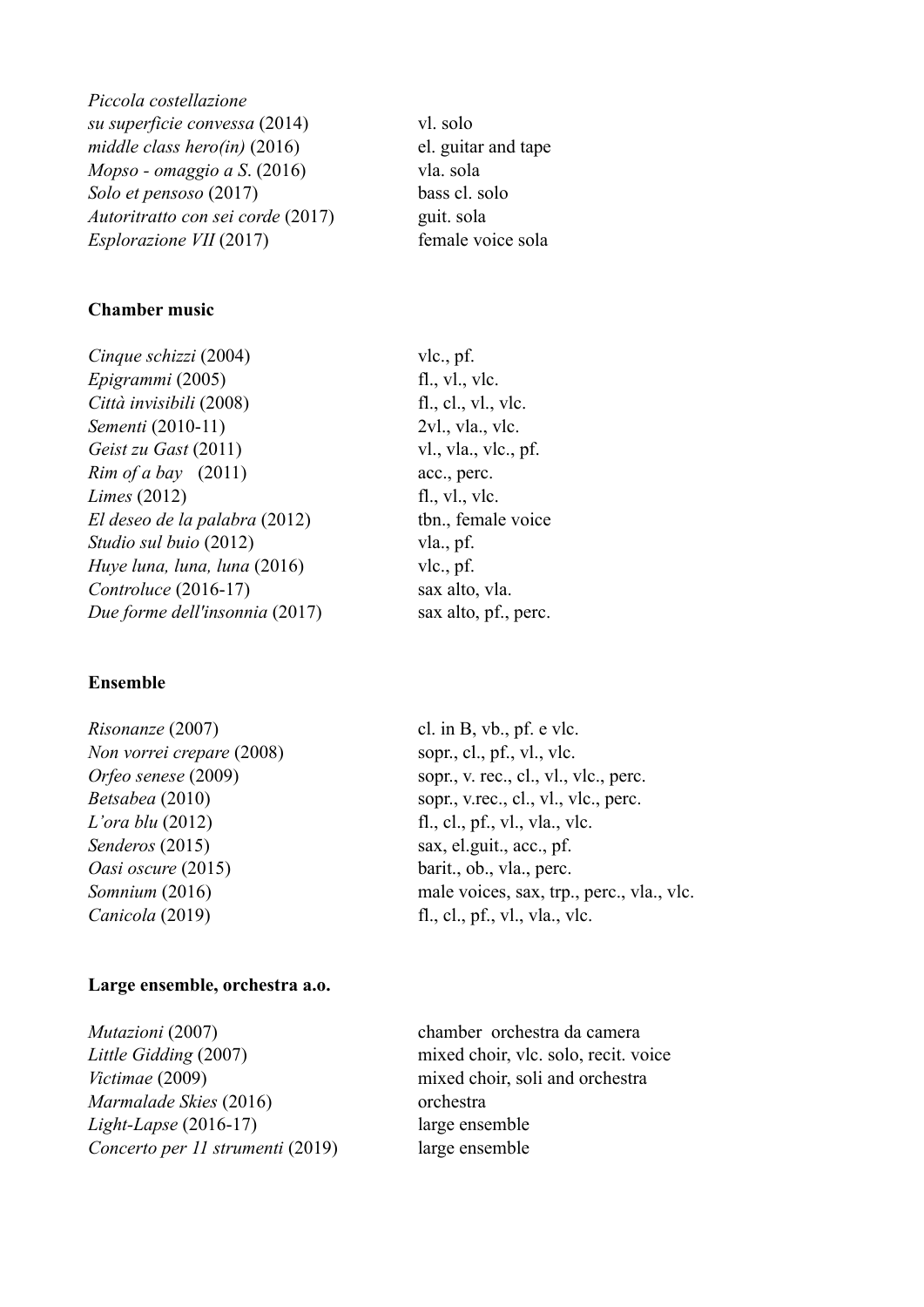| | |
|---|---|
| *Piccola costellazione su superficie convessa* (2014) | vl. solo |
| *middle class hero(in)* (2016) | el. guitar and tape |
| *Mopso - omaggio a S.* (2016) | vla. sola |
| *Solo et pensoso* (2017) | bass cl. solo |
| *Autoritratto con sei corde* (2017) | guit. sola |
| *Esplorazione VII* (2017) | female voice sola |

**Chamber music**

| | |
|---|---|
| *Cinque schizzi* (2004) | vlc., pf. |
| *Epigrammi* (2005) | fl., vl., vlc. |
| *Città invisibili* (2008) | fl., cl., vl., vlc. |
| *Sementi* (2010-11) | 2vl., vla., vlc. |
| *Geist zu Gast* (2011) | vl., vla., vlc., pf. |
| *Rim of a bay* (2011) | acc., perc. |
| *Limes* (2012) | fl., vl., vlc. |
| *El deseo de la palabra* (2012) | tbn., female voice |
| *Studio sul buio* (2012) | vla., pf. |
| *Huye luna, luna, luna* (2016) | vlc., pf. |
| *Controluce* (2016-17) | sax alto, vla. |
| *Due forme dell'insonnia* (2017) | sax alto, pf., perc. |

**Ensemble**

| | |
|---|---|
| *Risonanze* (2007) | cl. in B, vb., pf. e vlc. |
| *Non vorrei crepare* (2008) | sopr., cl., pf., vl., vlc. |
| *Orfeo senese* (2009) | sopr., v. rec., cl., vl., vlc., perc. |
| *Betsabea* (2010) | sopr., v.rec., cl., vl., vlc., perc. |
| *L'ora blu* (2012) | fl., cl., pf., vl., vla., vlc. |
| *Senderos* (2015) | sax, el.guit., acc., pf. |
| *Oasi oscure* (2015) | barit., ob., vla., perc. |
| *Somnium* (2016) | male voices, sax, trp., perc., vla., vlc. |
| *Canicola* (2019) | fl., cl., pf., vl., vla., vlc. |

**Large ensemble, orchestra a.o.**

| | |
|---|---|
| *Mutazioni* (2007) | chamber orchestra da camera |
| *Little Gidding* (2007) | mixed choir, vlc. solo, recit. voice |
| *Victimae* (2009) | mixed choir, soli and orchestra |
| *Marmalade Skies* (2016) | orchestra |
| *Light-Lapse* (2016-17) | large ensemble |
| *Concerto per 11 strumenti* (2019) | large ensemble |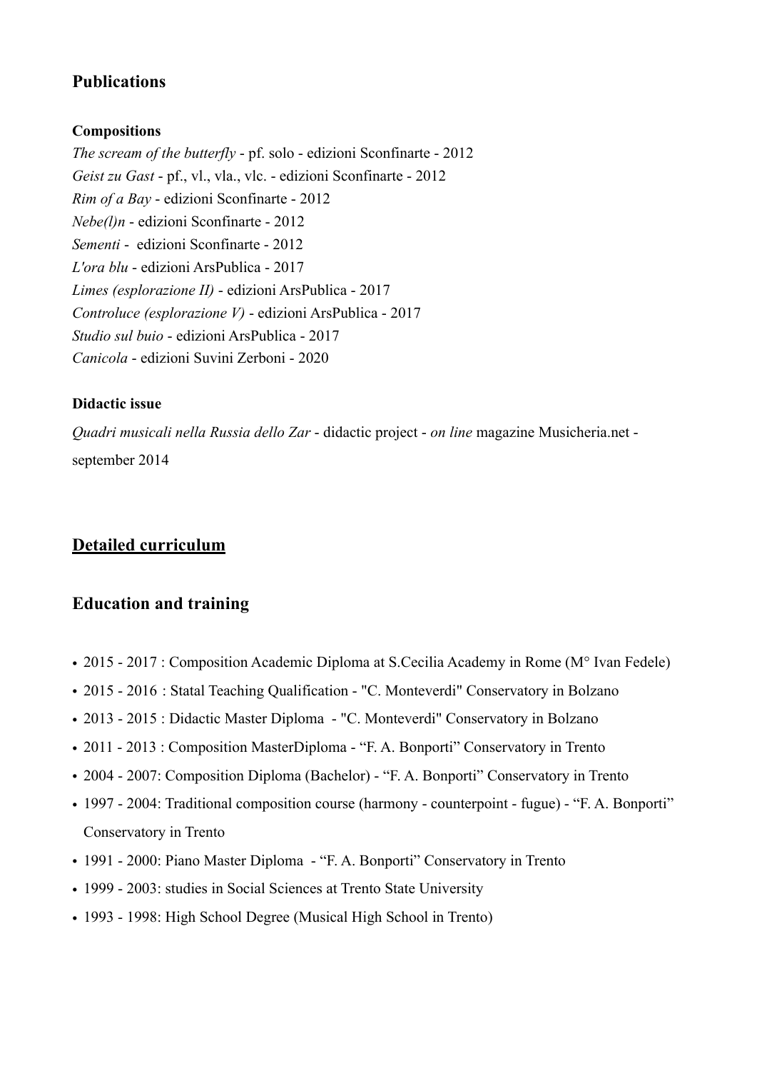## Publications

**Compositions**

*The scream of the butterfly* - pf. solo - edizioni Sconfinarte - 2012
*Geist zu Gast* - pf., vl., vla., vlc. - edizioni Sconfinarte - 2012
*Rim of a Bay* - edizioni Sconfinarte - 2012
*Nebe(l)n* - edizioni Sconfinarte - 2012
*Sementi* - edizioni Sconfinarte - 2012
*L'ora blu* - edizioni ArsPublica - 2017
*Limes (esplorazione II)* - edizioni ArsPublica - 2017
*Controluce (esplorazione V)* - edizioni ArsPublica - 2017
*Studio sul buio* - edizioni ArsPublica - 2017
*Canicola* - edizioni Suvini Zerboni - 2020

**Didactic issue**

*Quadri musicali nella Russia dello Zar* - didactic project - *on line* magazine Musicheria.net - september 2014

## <u>Detailed curriculum</u>

## Education and training

- 2015 - 2017 : Composition Academic Diploma at S.Cecilia Academy in Rome (M° Ivan Fedele)
- 2015 - 2016 : Statal Teaching Qualification - "C. Monteverdi" Conservatory in Bolzano
- 2013 - 2015 : Didactic Master Diploma - "C. Monteverdi" Conservatory in Bolzano
- 2011 - 2013 : Composition MasterDiploma - "F. A. Bonporti" Conservatory in Trento
- 2004 - 2007: Composition Diploma (Bachelor) - "F. A. Bonporti" Conservatory in Trento
- 1997 - 2004: Traditional composition course (harmony - counterpoint - fugue) - "F. A. Bonporti" Conservatory in Trento
- 1991 - 2000: Piano Master Diploma - "F. A. Bonporti" Conservatory in Trento
- 1999 - 2003: studies in Social Sciences at Trento State University
- 1993 - 1998: High School Degree (Musical High School in Trento)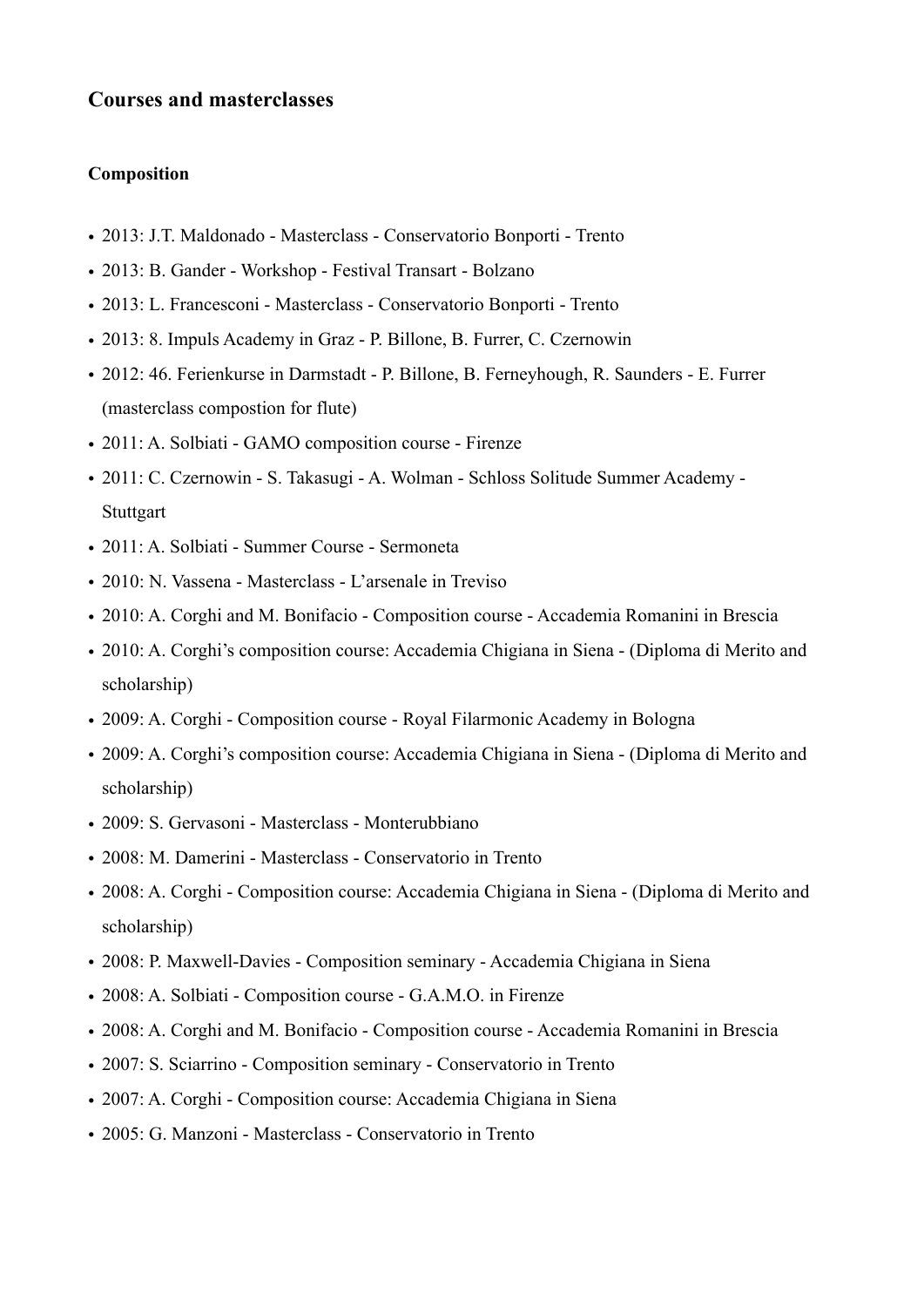## Courses and masterclasses

### Composition

- 2013: J.T. Maldonado - Masterclass - Conservatorio Bonporti - Trento
- 2013: B. Gander - Workshop - Festival Transart - Bolzano
- 2013: L. Francesconi - Masterclass - Conservatorio Bonporti - Trento
- 2013: 8. Impuls Academy in Graz - P. Billone, B. Furrer, C. Czernowin
- 2012: 46. Ferienkurse in Darmstadt - P. Billone, B. Ferneyhough, R. Saunders - E. Furrer (masterclass compostion for flute)
- 2011: A. Solbiati - GAMO composition course - Firenze
- 2011: C. Czernowin - S. Takasugi - A. Wolman - Schloss Solitude Summer Academy - Stuttgart
- 2011: A. Solbiati - Summer Course - Sermoneta
- 2010: N. Vassena - Masterclass - L'arsenale in Treviso
- 2010: A. Corghi and M. Bonifacio - Composition course - Accademia Romanini in Brescia
- 2010: A. Corghi's composition course: Accademia Chigiana in Siena - (Diploma di Merito and scholarship)
- 2009: A. Corghi - Composition course - Royal Filarmonic Academy in Bologna
- 2009: A. Corghi's composition course: Accademia Chigiana in Siena - (Diploma di Merito and scholarship)
- 2009: S. Gervasoni - Masterclass - Monterubbiano
- 2008: M. Damerini - Masterclass - Conservatorio in Trento
- 2008: A. Corghi - Composition course: Accademia Chigiana in Siena - (Diploma di Merito and scholarship)
- 2008: P. Maxwell-Davies - Composition seminary - Accademia Chigiana in Siena
- 2008: A. Solbiati - Composition course - G.A.M.O. in Firenze
- 2008: A. Corghi and M. Bonifacio - Composition course - Accademia Romanini in Brescia
- 2007: S. Sciarrino - Composition seminary - Conservatorio in Trento
- 2007: A. Corghi - Composition course: Accademia Chigiana in Siena
- 2005: G. Manzoni - Masterclass - Conservatorio in Trento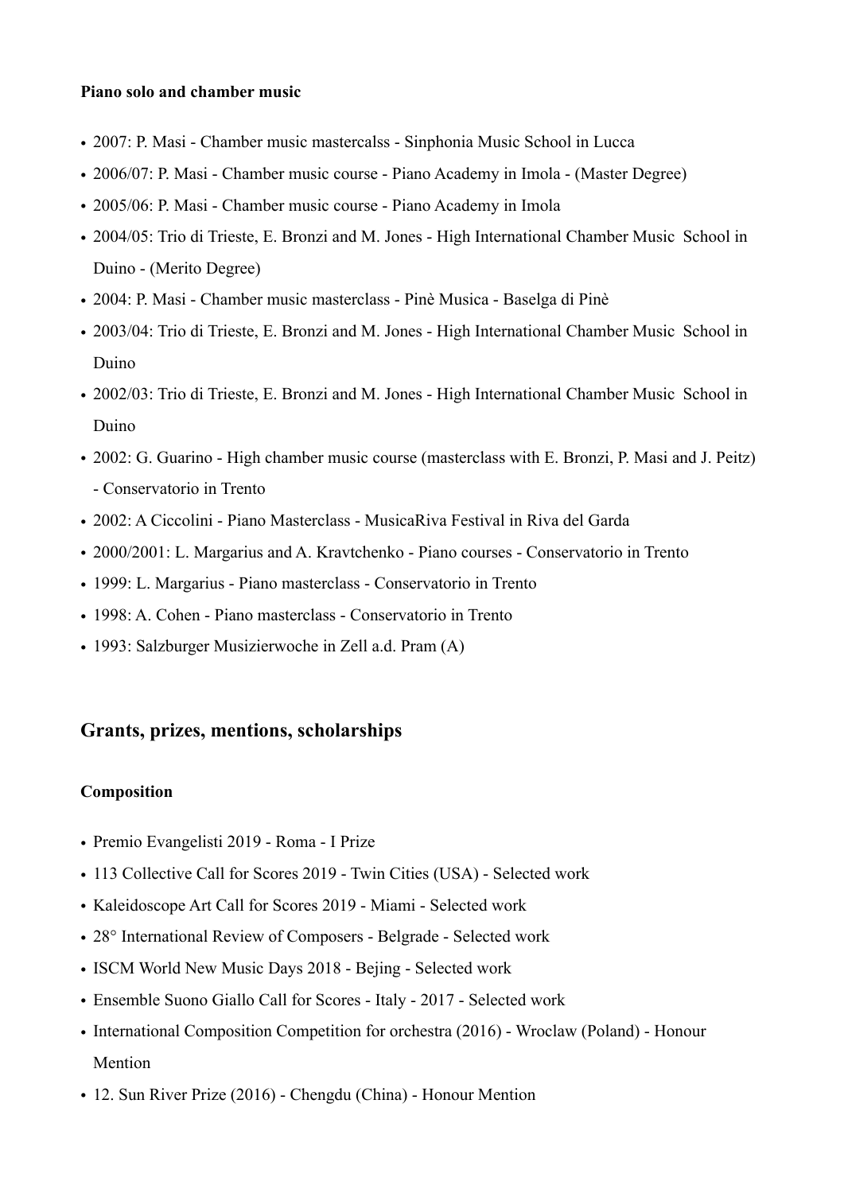**Piano solo and chamber music**

- 2007: P. Masi - Chamber music mastercalss - Sinphonia Music School in Lucca
- 2006/07: P. Masi - Chamber music course - Piano Academy in Imola - (Master Degree)
- 2005/06: P. Masi - Chamber music course - Piano Academy in Imola
- 2004/05: Trio di Trieste, E. Bronzi and M. Jones - High International Chamber Music School in Duino - (Merito Degree)
- 2004: P. Masi - Chamber music masterclass - Pinè Musica - Baselga di Pinè
- 2003/04: Trio di Trieste, E. Bronzi and M. Jones - High International Chamber Music School in Duino
- 2002/03: Trio di Trieste, E. Bronzi and M. Jones - High International Chamber Music School in Duino
- 2002: G. Guarino - High chamber music course (masterclass with E. Bronzi, P. Masi and J. Peitz) - Conservatorio in Trento
- 2002: A Ciccolini - Piano Masterclass - MusicaRiva Festival in Riva del Garda
- 2000/2001: L. Margarius and A. Kravtchenko - Piano courses - Conservatorio in Trento
- 1999: L. Margarius - Piano masterclass - Conservatorio in Trento
- 1998: A. Cohen - Piano masterclass - Conservatorio in Trento
- 1993: Salzburger Musizierwoche in Zell a.d. Pram (A)

## Grants, prizes, mentions, scholarships

**Composition**

- Premio Evangelisti 2019 - Roma - I Prize
- 113 Collective Call for Scores 2019 - Twin Cities (USA) - Selected work
- Kaleidoscope Art Call for Scores 2019 - Miami - Selected work
- 28° International Review of Composers - Belgrade - Selected work
- ISCM World New Music Days 2018 - Bejing - Selected work
- Ensemble Suono Giallo Call for Scores - Italy - 2017 - Selected work
- International Composition Competition for orchestra (2016) - Wroclaw (Poland) - Honour Mention
- 12. Sun River Prize (2016) - Chengdu (China) - Honour Mention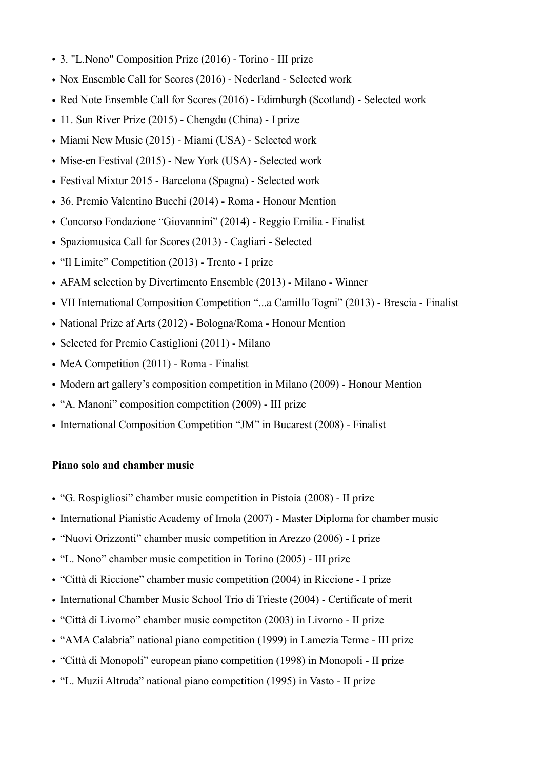- 3. "L.Nono" Composition Prize (2016) - Torino - III prize
- Nox Ensemble Call for Scores (2016) - Nederland - Selected work
- Red Note Ensemble Call for Scores (2016) - Edimburgh (Scotland) - Selected work
- 11. Sun River Prize (2015) - Chengdu (China) - I prize
- Miami New Music (2015) - Miami (USA) - Selected work
- Mise-en Festival (2015) - New York (USA) - Selected work
- Festival Mixtur 2015 - Barcelona (Spagna) - Selected work
- 36. Premio Valentino Bucchi (2014) - Roma - Honour Mention
- Concorso Fondazione "Giovannini" (2014) - Reggio Emilia - Finalist
- Spaziomusica Call for Scores (2013) - Cagliari - Selected
- "Il Limite" Competition (2013) - Trento - I prize
- AFAM selection by Divertimento Ensemble (2013) - Milano - Winner
- VII International Composition Competition "...a Camillo Togni" (2013) - Brescia - Finalist
- National Prize af Arts (2012) - Bologna/Roma - Honour Mention
- Selected for Premio Castiglioni (2011) - Milano
- MeA Competition (2011) - Roma - Finalist
- Modern art gallery's composition competition in Milano (2009) - Honour Mention
- "A. Manoni" composition competition (2009) - III prize
- International Composition Competition "JM" in Bucarest (2008) - Finalist

**Piano solo and chamber music**

- "G. Rospigliosi" chamber music competition in Pistoia (2008) - II prize
- International Pianistic Academy of Imola (2007) - Master Diploma for chamber music
- "Nuovi Orizzonti" chamber music competition in Arezzo (2006) - I prize
- "L. Nono" chamber music competition in Torino (2005) - III prize
- "Città di Riccione" chamber music competition (2004) in Riccione - I prize
- International Chamber Music School Trio di Trieste (2004) - Certificate of merit
- "Città di Livorno" chamber music competiton (2003) in Livorno - II prize
- "AMA Calabria" national piano competition (1999) in Lamezia Terme - III prize
- "Città di Monopoli" european piano competition (1998) in Monopoli - II prize
- "L. Muzii Altruda" national piano competition (1995) in Vasto - II prize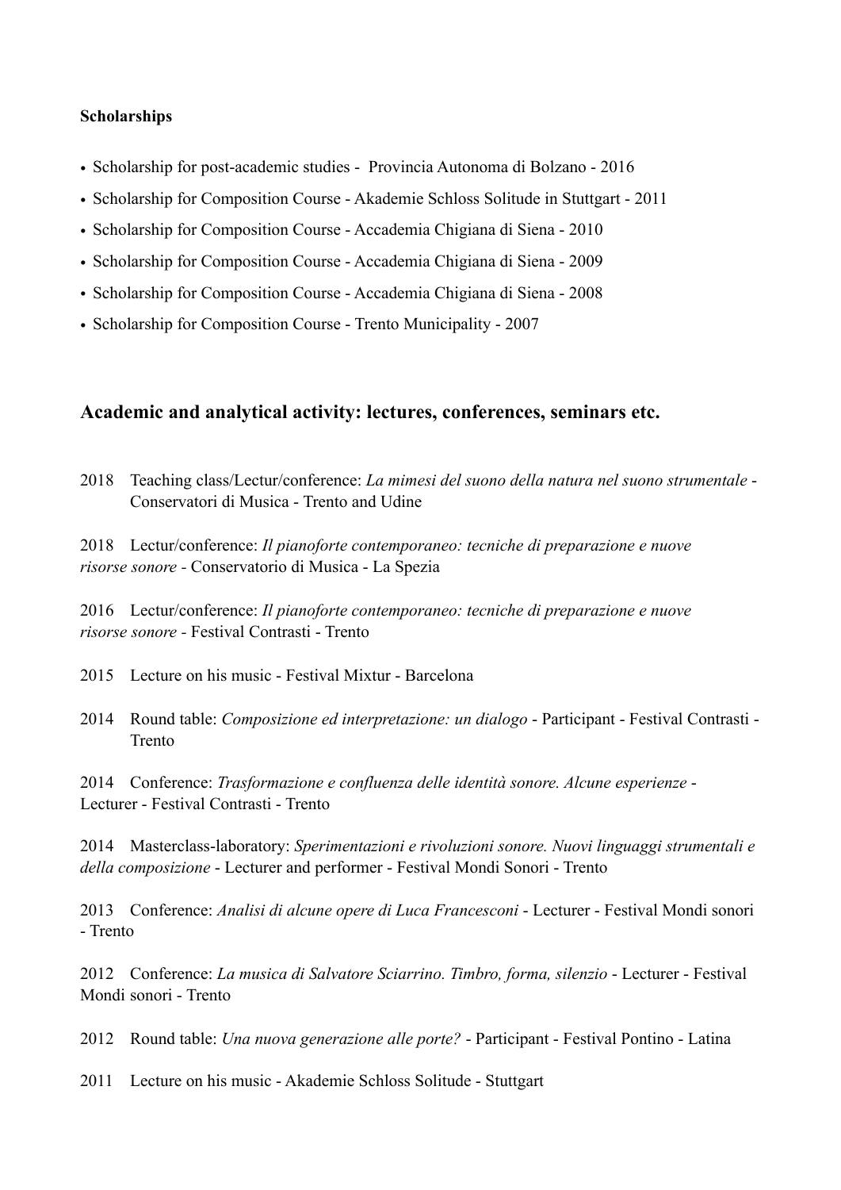**Scholarships**

- Scholarship for post-academic studies - Provincia Autonoma di Bolzano - 2016
- Scholarship for Composition Course - Akademie Schloss Solitude in Stuttgart - 2011
- Scholarship for Composition Course - Accademia Chigiana di Siena - 2010
- Scholarship for Composition Course - Accademia Chigiana di Siena - 2009
- Scholarship for Composition Course - Accademia Chigiana di Siena - 2008
- Scholarship for Composition Course - Trento Municipality - 2007

## Academic and analytical activity: lectures, conferences, seminars etc.

2018 Teaching class/Lectur/conference: *La mimesi del suono della natura nel suono strumentale* - Conservatori di Musica - Trento and Udine

2018 Lectur/conference: *Il pianoforte contemporaneo: tecniche di preparazione e nuove risorse sonore* - Conservatorio di Musica - La Spezia

2016 Lectur/conference: *Il pianoforte contemporaneo: tecniche di preparazione e nuove risorse sonore* - Festival Contrasti - Trento

2015 Lecture on his music - Festival Mixtur - Barcelona

2014 Round table: *Composizione ed interpretazione: un dialogo* - Participant - Festival Contrasti - Trento

2014 Conference: *Trasformazione e confluenza delle identità sonore. Alcune esperienze* - Lecturer - Festival Contrasti - Trento

2014 Masterclass-laboratory: *Sperimentazioni e rivoluzioni sonore. Nuovi linguaggi strumentali e della composizione* - Lecturer and performer - Festival Mondi Sonori - Trento

2013 Conference: *Analisi di alcune opere di Luca Francesconi* - Lecturer - Festival Mondi sonori - Trento

2012 Conference: *La musica di Salvatore Sciarrino. Timbro, forma, silenzio* - Lecturer - Festival Mondi sonori - Trento

2012 Round table: *Una nuova generazione alle porte?* - Participant - Festival Pontino - Latina

2011 Lecture on his music - Akademie Schloss Solitude - Stuttgart